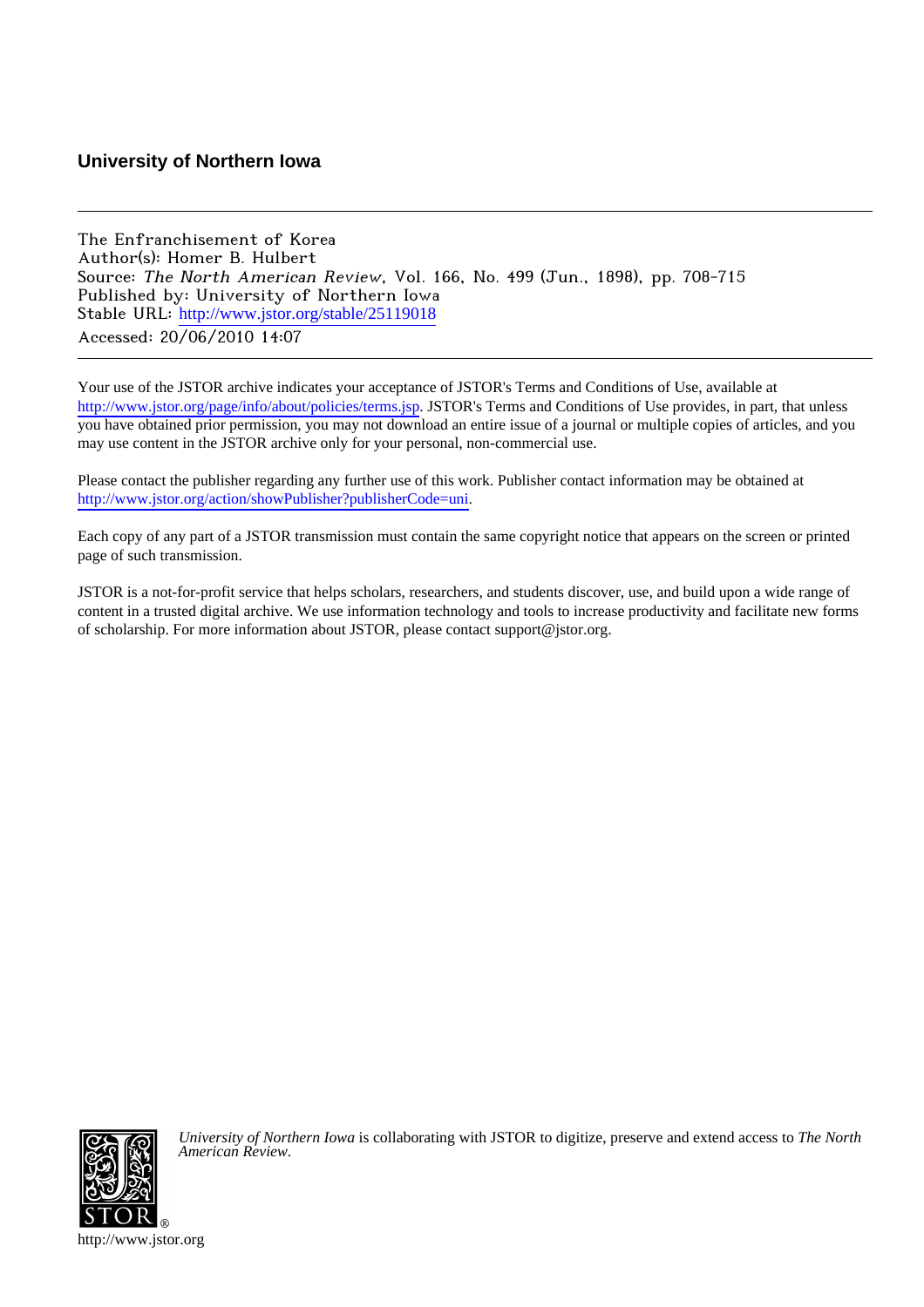**University of Northern Iowa**

---

The Enfranchisement of Korea
Author(s): Homer B. Hulbert
Source: *The North American Review*, Vol. 166, No. 499 (Jun., 1898), pp. 708-715
Published by: University of Northern Iowa
Stable URL: http://www.jstor.org/stable/25119018
Accessed: 20/06/2010 14:07

---

Your use of the JSTOR archive indicates your acceptance of JSTOR's Terms and Conditions of Use, available at http://www.jstor.org/page/info/about/policies/terms.jsp. JSTOR's Terms and Conditions of Use provides, in part, that unless you have obtained prior permission, you may not download an entire issue of a journal or multiple copies of articles, and you may use content in the JSTOR archive only for your personal, non-commercial use.

Please contact the publisher regarding any further use of this work. Publisher contact information may be obtained at http://www.jstor.org/action/showPublisher?publisherCode=uni.

Each copy of any part of a JSTOR transmission must contain the same copyright notice that appears on the screen or printed page of such transmission.

JSTOR is a not-for-profit service that helps scholars, researchers, and students discover, use, and build upon a wide range of content in a trusted digital archive. We use information technology and tools to increase productivity and facilitate new forms of scholarship. For more information about JSTOR, please contact support@jstor.org.

*University of Northern Iowa* is collaborating with JSTOR to digitize, preserve and extend access to *The North American Review*.

http://www.jstor.org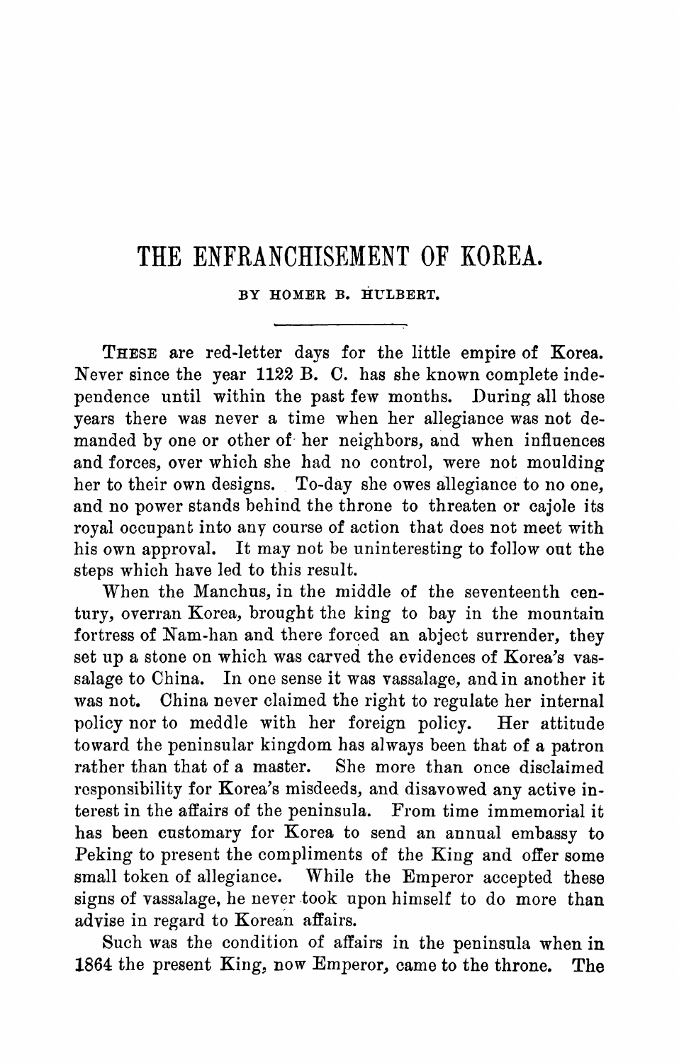# THE ENFRANCHISEMENT OF KOREA.

BY HOMER B. HULBERT.

THESE are red-letter days for the little empire of Korea. Never since the year 1122 B. C. has she known complete independence until within the past few months. During all those years there was never a time when her allegiance was not demanded by one or other of her neighbors, and when influences and forces, over which she had no control, were not moulding her to their own designs. To-day she owes allegiance to no one, and no power stands behind the throne to threaten or cajole its royal occupant into any course of action that does not meet with his own approval. It may not be uninteresting to follow out the steps which have led to this result.

When the Manchus, in the middle of the seventeenth century, overran Korea, brought the king to bay in the mountain fortress of Nam-han and there forced an abject surrender, they set up a stone on which was carved the evidences of Korea's vassalage to China. In one sense it was vassalage, and in another it was not. China never claimed the right to regulate her internal policy nor to meddle with her foreign policy. Her attitude toward the peninsular kingdom has always been that of a patron rather than that of a master. She more than once disclaimed responsibility for Korea's misdeeds, and disavowed any active interest in the affairs of the peninsula. From time immemorial it has been customary for Korea to send an annual embassy to Peking to present the compliments of the King and offer some small token of allegiance. While the Emperor accepted these signs of vassalage, he never took upon himself to do more than advise in regard to Korean affairs.

Such was the condition of affairs in the peninsula when in 1864 the present King, now Emperor, came to the throne. The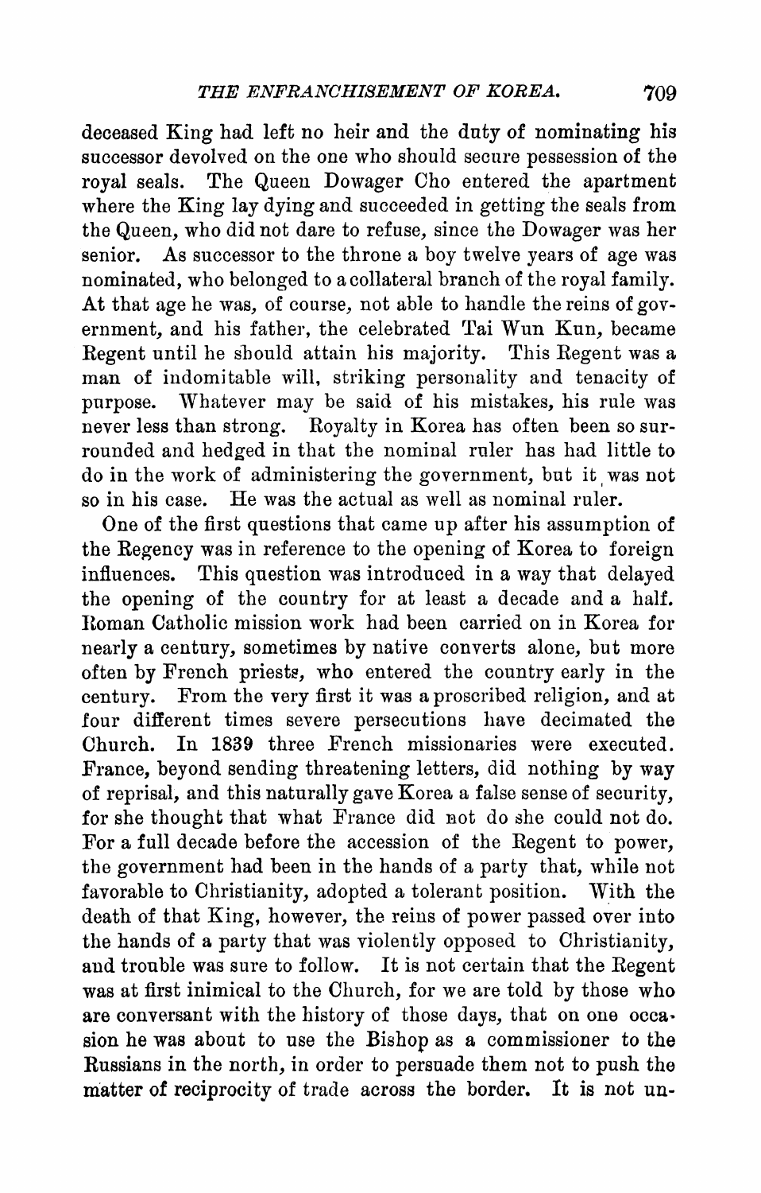deceased King had left no heir and the duty of nominating his successor devolved on the one who should secure pessession of the royal seals. The Queen Dowager Cho entered the apartment where the King lay dying and succeeded in getting the seals from the Queen, who did not dare to refuse, since the Dowager was her senior. As successor to the throne a boy twelve years of age was nominated, who belonged to a collateral branch of the royal family. At that age he was, of course, not able to handle the reins of government, and his father, the celebrated Tai Wun Kun, became Regent until he should attain his majority. This Regent was a man of indomitable will, striking personality and tenacity of purpose. Whatever may be said of his mistakes, his rule was never less than strong. Royalty in Korea has often been so surrounded and hedged in that the nominal ruler has had little to do in the work of administering the government, but it was not so in his case. He was the actual as well as nominal ruler.

One of the first questions that came up after his assumption of the Regency was in reference to the opening of Korea to foreign influences. This question was introduced in a way that delayed the opening of the country for at least a decade and a half. Roman Catholic mission work had been carried on in Korea for nearly a century, sometimes by native converts alone, but more often by French priests, who entered the country early in the century. From the very first it was a proscribed religion, and at four different times severe persecutions have decimated the Church. In 1839 three French missionaries were executed. France, beyond sending threatening letters, did nothing by way of reprisal, and this naturally gave Korea a false sense of security, for she thought that what France did not do she could not do. For a full decade before the accession of the Regent to power, the government had been in the hands of a party that, while not favorable to Christianity, adopted a tolerant position. With the death of that King, however, the reins of power passed over into the hands of a party that was violently opposed to Christianity, and trouble was sure to follow. It is not certain that the Regent was at first inimical to the Church, for we are told by those who are conversant with the history of those days, that on one occasion he was about to use the Bishop as a commissioner to the Russians in the north, in order to persuade them not to push the matter of reciprocity of trade across the border. It is not un-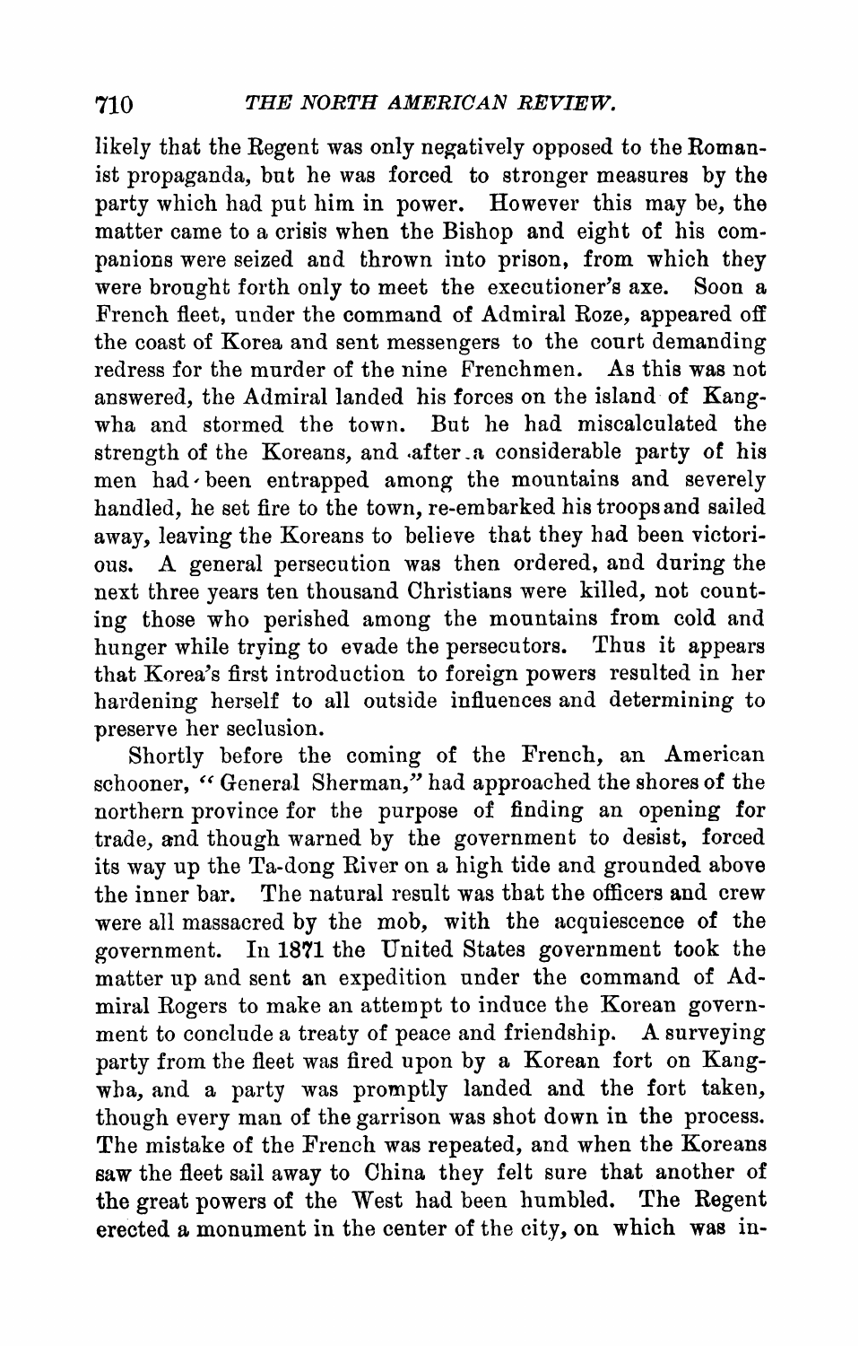likely that the Regent was only negatively opposed to the Romanist propaganda, but he was forced to stronger measures by the party which had put him in power. However this may be, the matter came to a crisis when the Bishop and eight of his companions were seized and thrown into prison, from which they were brought forth only to meet the executioner's axe. Soon a French fleet, under the command of Admiral Roze, appeared off the coast of Korea and sent messengers to the court demanding redress for the murder of the nine Frenchmen. As this was not answered, the Admiral landed his forces on the island of Kang-wha and stormed the town. But he had miscalculated the strength of the Koreans, and after a considerable party of his men had been entrapped among the mountains and severely handled, he set fire to the town, re-embarked his troops and sailed away, leaving the Koreans to believe that they had been victorious. A general persecution was then ordered, and during the next three years ten thousand Christians were killed, not counting those who perished among the mountains from cold and hunger while trying to evade the persecutors. Thus it appears that Korea's first introduction to foreign powers resulted in her hardening herself to all outside influences and determining to preserve her seclusion.

Shortly before the coming of the French, an American schooner, "General Sherman," had approached the shores of the northern province for the purpose of finding an opening for trade, and though warned by the government to desist, forced its way up the Ta-dong River on a high tide and grounded above the inner bar. The natural result was that the officers and crew were all massacred by the mob, with the acquiescence of the government. In 1871 the United States government took the matter up and sent an expedition under the command of Admiral Rogers to make an attempt to induce the Korean government to conclude a treaty of peace and friendship. A surveying party from the fleet was fired upon by a Korean fort on Kang-wha, and a party was promptly landed and the fort taken, though every man of the garrison was shot down in the process. The mistake of the French was repeated, and when the Koreans saw the fleet sail away to China they felt sure that another of the great powers of the West had been humbled. The Regent erected a monument in the center of the city, on which was in-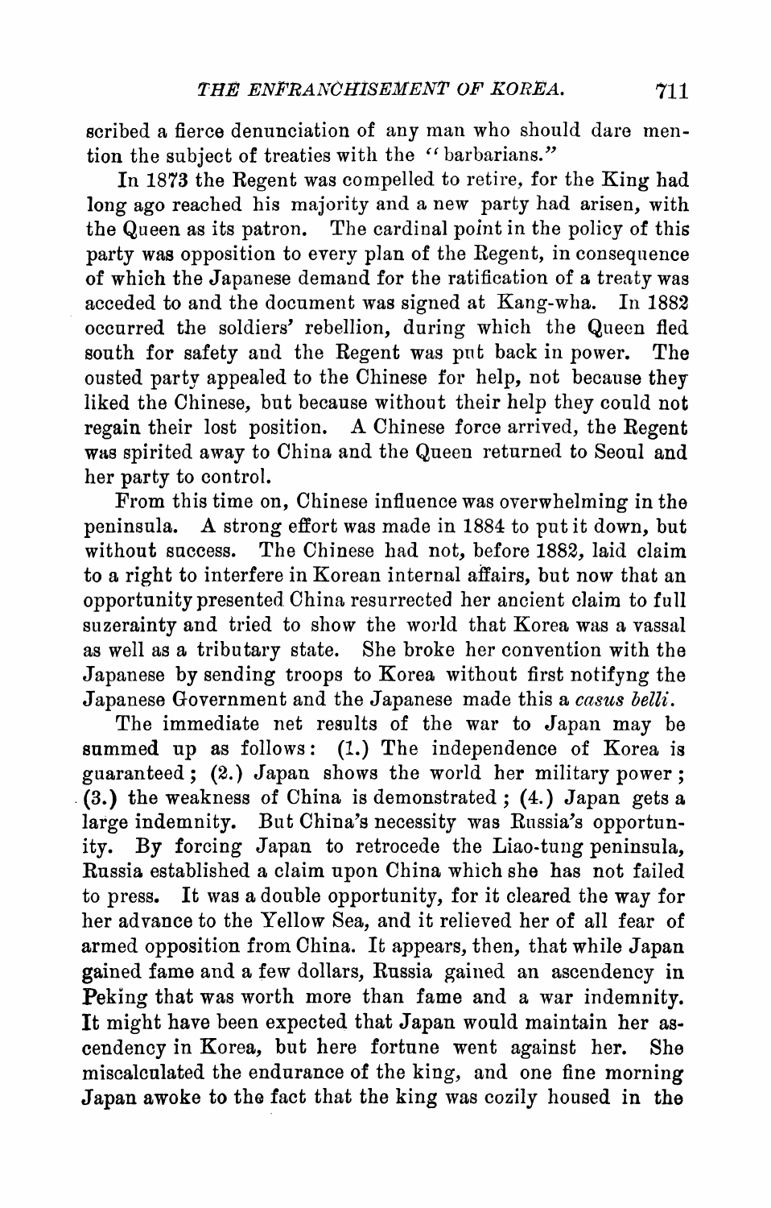scribed a fierce denunciation of any man who should dare mention the subject of treaties with the "barbarians."

In 1873 the Regent was compelled to retire, for the King had long ago reached his majority and a new party had arisen, with the Queen as its patron. The cardinal point in the policy of this party was opposition to every plan of the Regent, in consequence of which the Japanese demand for the ratification of a treaty was acceded to and the document was signed at Kang-wha. In 1882 occurred the soldiers' rebellion, during which the Queen fled south for safety and the Regent was put back in power. The ousted party appealed to the Chinese for help, not because they liked the Chinese, but because without their help they could not regain their lost position. A Chinese force arrived, the Regent was spirited away to China and the Queen returned to Seoul and her party to control.

From this time on, Chinese influence was overwhelming in the peninsula. A strong effort was made in 1884 to put it down, but without success. The Chinese had not, before 1882, laid claim to a right to interfere in Korean internal affairs, but now that an opportunity presented China resurrected her ancient claim to full suzerainty and tried to show the world that Korea was a vassal as well as a tributary state. She broke her convention with the Japanese by sending troops to Korea without first notifyng the Japanese Government and the Japanese made this a *casus belli*.

The immediate net results of the war to Japan may be summed up as follows: (1.) The independence of Korea is guaranteed; (2.) Japan shows the world her military power; (3.) the weakness of China is demonstrated; (4.) Japan gets a large indemnity. But China's necessity was Russia's opportunity. By forcing Japan to retrocede the Liao-tung peninsula, Russia established a claim upon China which she has not failed to press. It was a double opportunity, for it cleared the way for her advance to the Yellow Sea, and it relieved her of all fear of armed opposition from China. It appears, then, that while Japan gained fame and a few dollars, Russia gained an ascendency in Peking that was worth more than fame and a war indemnity. It might have been expected that Japan would maintain her ascendency in Korea, but here fortune went against her. She miscalculated the endurance of the king, and one fine morning Japan awoke to the fact that the king was cozily housed in the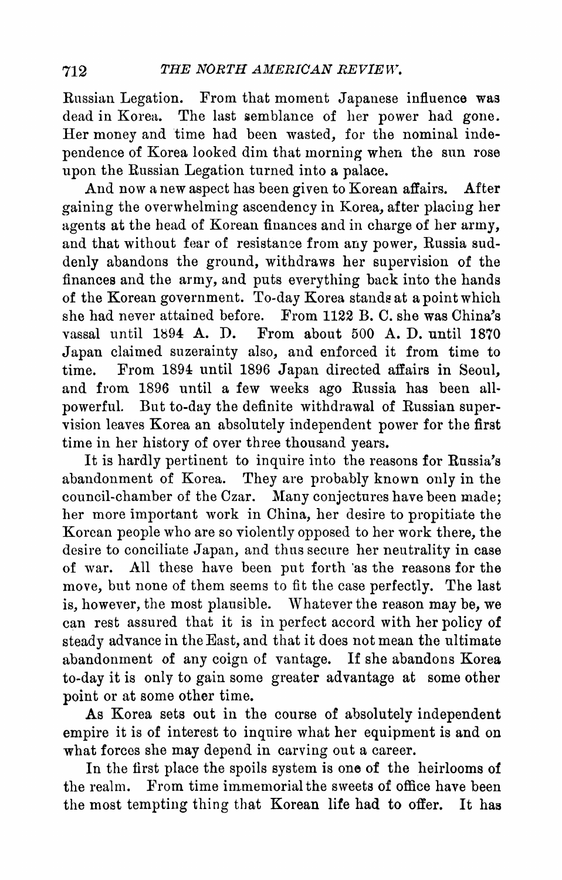Russian Legation. From that moment Japanese influence was dead in Korea. The last semblance of her power had gone. Her money and time had been wasted, for the nominal independence of Korea looked dim that morning when the sun rose upon the Russian Legation turned into a palace.

And now a new aspect has been given to Korean affairs. After gaining the overwhelming ascendency in Korea, after placing her agents at the head of Korean finances and in charge of her army, and that without fear of resistance from any power, Russia suddenly abandons the ground, withdraws her supervision of the finances and the army, and puts everything back into the hands of the Korean government. To-day Korea stands at a point which she had never attained before. From 1122 B. C. she was China's vassal until 1894 A. D. From about 500 A. D. until 1870 Japan claimed suzerainty also, and enforced it from time to time. From 1894 until 1896 Japan directed affairs in Seoul, and from 1896 until a few weeks ago Russia has been all-powerful. But to-day the definite withdrawal of Russian supervision leaves Korea an absolutely independent power for the first time in her history of over three thousand years.

It is hardly pertinent to inquire into the reasons for Russia's abandonment of Korea. They are probably known only in the council-chamber of the Czar. Many conjectures have been made; her more important work in China, her desire to propitiate the Korean people who are so violently opposed to her work there, the desire to conciliate Japan, and thus secure her neutrality in case of war. All these have been put forth as the reasons for the move, but none of them seems to fit the case perfectly. The last is, however, the most plausible. Whatever the reason may be, we can rest assured that it is in perfect accord with her policy of steady advance in the East, and that it does not mean the ultimate abandonment of any coign of vantage. If she abandons Korea to-day it is only to gain some greater advantage at some other point or at some other time.

As Korea sets out in the course of absolutely independent empire it is of interest to inquire what her equipment is and on what forces she may depend in carving out a career.

In the first place the spoils system is one of the heirlooms of the realm. From time immemorial the sweets of office have been the most tempting thing that Korean life had to offer. It has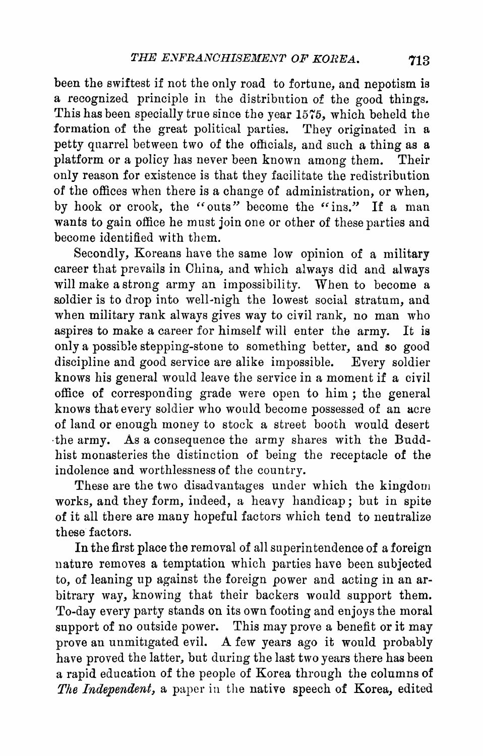been the swiftest if not the only road to fortune, and nepotism is a recognized principle in the distribution of the good things. This has been specially true since the year 1575, which beheld the formation of the great political parties. They originated in a petty quarrel between two of the officials, and such a thing as a platform or a policy has never been known among them. Their only reason for existence is that they facilitate the redistribution of the offices when there is a change of administration, or when, by hook or crook, the "outs" become the "ins." If a man wants to gain office he must join one or other of these parties and become identified with them.

Secondly, Koreans have the same low opinion of a military career that prevails in China, and which always did and always will make a strong army an impossibility. When to become a soldier is to drop into well-nigh the lowest social stratum, and when military rank always gives way to civil rank, no man who aspires to make a career for himself will enter the army. It is only a possible stepping-stone to something better, and so good discipline and good service are alike impossible. Every soldier knows his general would leave the service in a moment if a civil office of corresponding grade were open to him; the general knows that every soldier who would become possessed of an acre of land or enough money to stock a street booth would desert the army. As a consequence the army shares with the Buddhist monasteries the distinction of being the receptacle of the indolence and worthlessness of the country.

These are the two disadvantages under which the kingdom works, and they form, indeed, a heavy handicap; but in spite of it all there are many hopeful factors which tend to neutralize these factors.

In the first place the removal of all superintendence of a foreign nature removes a temptation which parties have been subjected to, of leaning up against the foreign power and acting in an arbitrary way, knowing that their backers would support them. To-day every party stands on its own footing and enjoys the moral support of no outside power. This may prove a benefit or it may prove an unmitigated evil. A few years ago it would probably have proved the latter, but during the last two years there has been a rapid education of the people of Korea through the columns of *The Independent*, a paper in the native speech of Korea, edited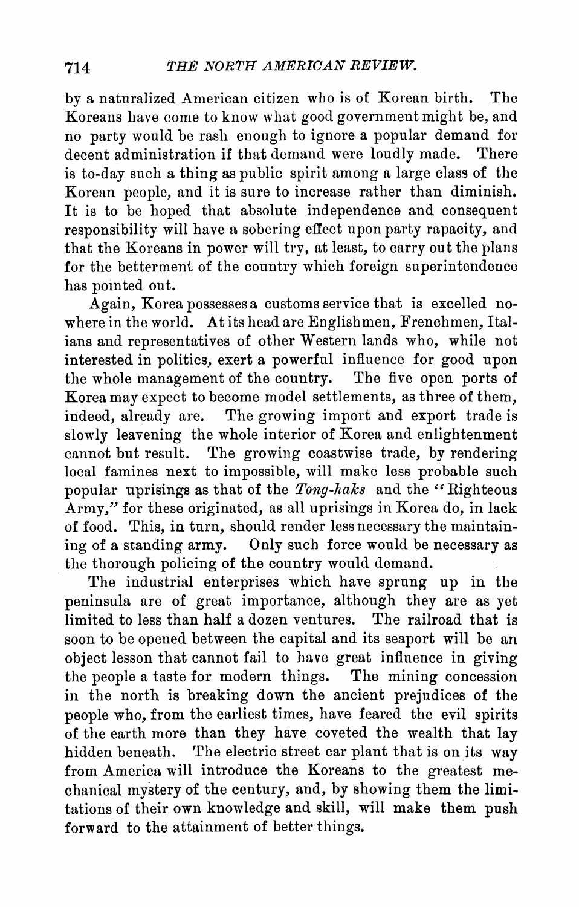by a naturalized American citizen who is of Korean birth. The Koreans have come to know what good government might be, and no party would be rash enough to ignore a popular demand for decent administration if that demand were loudly made. There is to-day such a thing as public spirit among a large class of the Korean people, and it is sure to increase rather than diminish. It is to be hoped that absolute independence and consequent responsibility will have a sobering effect upon party rapacity, and that the Koreans in power will try, at least, to carry out the plans for the betterment of the country which foreign superintendence has pointed out.

Again, Korea possesses a customs service that is excelled nowhere in the world. At its head are Englishmen, Frenchmen, Italians and representatives of other Western lands who, while not interested in politics, exert a powerful influence for good upon the whole management of the country. The five open ports of Korea may expect to become model settlements, as three of them, indeed, already are. The growing import and export trade is slowly leavening the whole interior of Korea and enlightenment cannot but result. The growing coastwise trade, by rendering local famines next to impossible, will make less probable such popular uprisings as that of the *Tong-haks* and the "Righteous Army," for these originated, as all uprisings in Korea do, in lack of food. This, in turn, should render less necessary the maintaining of a standing army. Only such force would be necessary as the thorough policing of the country would demand.

The industrial enterprises which have sprung up in the peninsula are of great importance, although they are as yet limited to less than half a dozen ventures. The railroad that is soon to be opened between the capital and its seaport will be an object lesson that cannot fail to have great influence in giving the people a taste for modern things. The mining concession in the north is breaking down the ancient prejudices of the people who, from the earliest times, have feared the evil spirits of the earth more than they have coveted the wealth that lay hidden beneath. The electric street car plant that is on its way from America will introduce the Koreans to the greatest mechanical mystery of the century, and, by showing them the limitations of their own knowledge and skill, will make them push forward to the attainment of better things.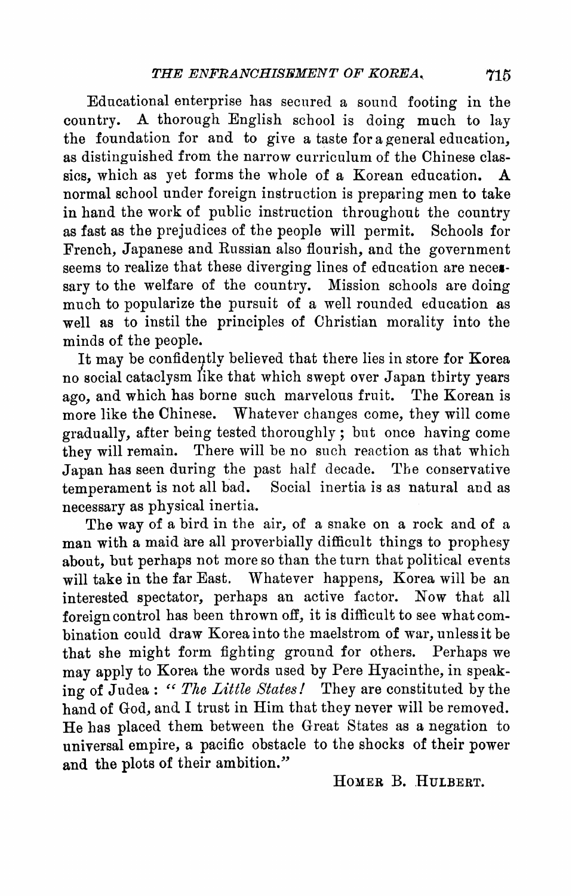Educational enterprise has secured a sound footing in the country. A thorough English school is doing much to lay the foundation for and to give a taste for a general education, as distinguished from the narrow curriculum of the Chinese classics, which as yet forms the whole of a Korean education. A normal school under foreign instruction is preparing men to take in hand the work of public instruction throughout the country as fast as the prejudices of the people will permit. Schools for French, Japanese and Russian also flourish, and the government seems to realize that these diverging lines of education are necessary to the welfare of the country. Mission schools are doing much to popularize the pursuit of a well rounded education as well as to instil the principles of Christian morality into the minds of the people.

It may be confidently believed that there lies in store for Korea no social cataclysm like that which swept over Japan thirty years ago, and which has borne such marvelous fruit. The Korean is more like the Chinese. Whatever changes come, they will come gradually, after being tested thoroughly; but once having come they will remain. There will be no such reaction as that which Japan has seen during the past half decade. The conservative temperament is not all bad. Social inertia is as natural and as necessary as physical inertia.

The way of a bird in the air, of a snake on a rock and of a man with a maid are all proverbially difficult things to prophesy about, but perhaps not more so than the turn that political events will take in the far East. Whatever happens, Korea will be an interested spectator, perhaps an active factor. Now that all foreign control has been thrown off, it is difficult to see what combination could draw Korea into the maelstrom of war, unless it be that she might form fighting ground for others. Perhaps we may apply to Korea the words used by Pere Hyacinthe, in speaking of Judea: "*The Little States!* They are constituted by the hand of God, and I trust in Him that they never will be removed. He has placed them between the Great States as a negation to universal empire, a pacific obstacle to the shocks of their power and the plots of their ambition."

HOMER B. HULBERT.